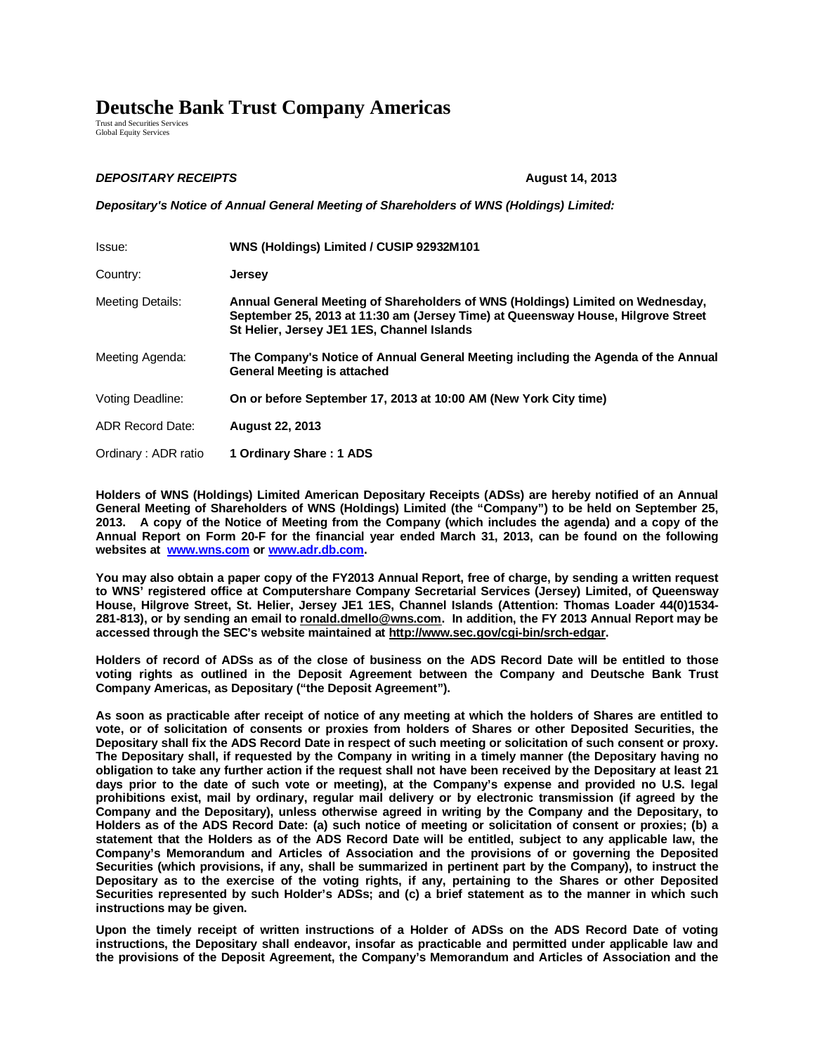# Deutsche Bank Trust Company Americas

Trust and Securities Services
Global Equity Services

***DEPOSITARY RECEIPTS*** **August 14, 2013**

***Depositary's Notice of Annual General Meeting of Shareholders of WNS (Holdings) Limited:***

| | |
|---|---|
| Issue: | **WNS (Holdings) Limited / CUSIP 92932M101** |
| Country: | **Jersey** |
| Meeting Details: | **Annual General Meeting of Shareholders of WNS (Holdings) Limited on Wednesday, September 25, 2013 at 11:30 am (Jersey Time) at Queensway House, Hilgrove Street St Helier, Jersey JE1 1ES, Channel Islands** |
| Meeting Agenda: | **The Company's Notice of Annual General Meeting including the Agenda of the Annual General Meeting is attached** |
| Voting Deadline: | **On or before September 17, 2013 at 10:00 AM (New York City time)** |
| ADR Record Date: | **August 22, 2013** |
| Ordinary : ADR ratio | **1 Ordinary Share : 1 ADS** |

**Holders of WNS (Holdings) Limited American Depositary Receipts (ADSs) are hereby notified of an Annual General Meeting of Shareholders of WNS (Holdings) Limited (the "Company") to be held on September 25, 2013. A copy of the Notice of Meeting from the Company (which includes the agenda) and a copy of the Annual Report on Form 20-F for the financial year ended March 31, 2013, can be found on the following websites at www.wns.com or www.adr.db.com.**

**You may also obtain a paper copy of the FY2013 Annual Report, free of charge, by sending a written request to WNS' registered office at Computershare Company Secretarial Services (Jersey) Limited, of Queensway House, Hilgrove Street, St. Helier, Jersey JE1 1ES, Channel Islands (Attention: Thomas Loader 44(0)1534-281-813), or by sending an email to ronald.dmello@wns.com. In addition, the FY 2013 Annual Report may be accessed through the SEC's website maintained at http://www.sec.gov/cgi-bin/srch-edgar.**

**Holders of record of ADSs as of the close of business on the ADS Record Date will be entitled to those voting rights as outlined in the Deposit Agreement between the Company and Deutsche Bank Trust Company Americas, as Depositary ("the Deposit Agreement").**

**As soon as practicable after receipt of notice of any meeting at which the holders of Shares are entitled to vote, or of solicitation of consents or proxies from holders of Shares or other Deposited Securities, the Depositary shall fix the ADS Record Date in respect of such meeting or solicitation of such consent or proxy. The Depositary shall, if requested by the Company in writing in a timely manner (the Depositary having no obligation to take any further action if the request shall not have been received by the Depositary at least 21 days prior to the date of such vote or meeting), at the Company's expense and provided no U.S. legal prohibitions exist, mail by ordinary, regular mail delivery or by electronic transmission (if agreed by the Company and the Depositary), unless otherwise agreed in writing by the Company and the Depositary, to Holders as of the ADS Record Date: (a) such notice of meeting or solicitation of consent or proxies; (b) a statement that the Holders as of the ADS Record Date will be entitled, subject to any applicable law, the Company's Memorandum and Articles of Association and the provisions of or governing the Deposited Securities (which provisions, if any, shall be summarized in pertinent part by the Company), to instruct the Depositary as to the exercise of the voting rights, if any, pertaining to the Shares or other Deposited Securities represented by such Holder's ADSs; and (c) a brief statement as to the manner in which such instructions may be given.**

**Upon the timely receipt of written instructions of a Holder of ADSs on the ADS Record Date of voting instructions, the Depositary shall endeavor, insofar as practicable and permitted under applicable law and the provisions of the Deposit Agreement, the Company's Memorandum and Articles of Association and the**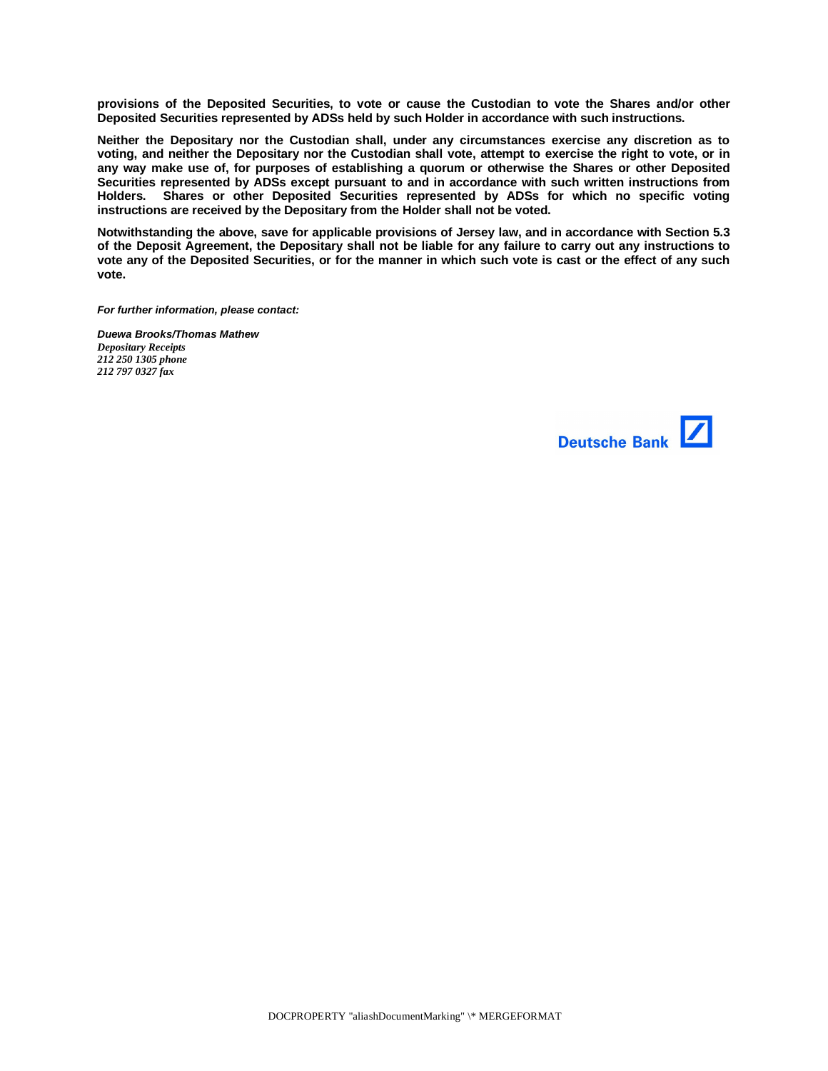**provisions of the Deposited Securities, to vote or cause the Custodian to vote the Shares and/or other Deposited Securities represented by ADSs held by such Holder in accordance with such instructions.**

**Neither the Depositary nor the Custodian shall, under any circumstances exercise any discretion as to voting, and neither the Depositary nor the Custodian shall vote, attempt to exercise the right to vote, or in any way make use of, for purposes of establishing a quorum or otherwise the Shares or other Deposited Securities represented by ADSs except pursuant to and in accordance with such written instructions from Holders. Shares or other Deposited Securities represented by ADSs for which no specific voting instructions are received by the Depositary from the Holder shall not be voted.**

**Notwithstanding the above, save for applicable provisions of Jersey law, and in accordance with Section 5.3 of the Deposit Agreement, the Depositary shall not be liable for any failure to carry out any instructions to vote any of the Deposited Securities, or for the manner in which such vote is cast or the effect of any such vote.**

***For further information, please contact:***

***Duewa Brooks/Thomas Mathew***
***Depositary Receipts***
***212 250 1305 phone***
***212 797 0327 fax***

Deutsche Bank

DOCPROPERTY "aliashDocumentMarking" \* MERGEFORMAT